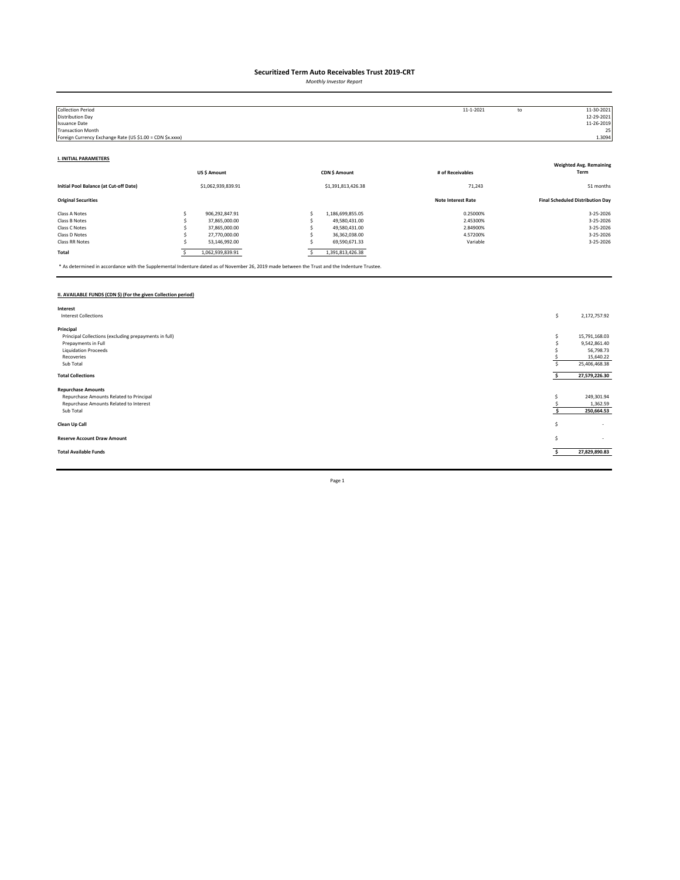# Securitized Term Auto Receivables Trust 2019-CRT

*Monthly Investor Report*

| | | | |
|---|---|---|---|
| Collection Period | 11-1-2021 | to | 11-30-2021 |
| Distribution Day | | | 12-29-2021 |
| Issuance Date | | | 11-26-2019 |
| Transaction Month | | | 25 |
| Foreign Currency Exchange Rate (US $1.00 = CDN $x.xxxx) | | | 1.3094 |

## I. INITIAL PARAMETERS

| | US $ Amount | CDN $ Amount | # of Receivables | Weighted Avg. Remaining Term |
|---|---|---|---|---|
| **Initial Pool Balance (at Cut-off Date)** | $1,062,939,839.91 | $1,391,813,426.38 | 71,243 | 51 months |

| **Original Securities** | | | **Note Interest Rate** | **Final Scheduled Distribution Day** |
|---|---|---|---|---|
| Class A Notes | $ 906,292,847.91 | $ 1,186,699,855.05 | 0.25000% | 3-25-2026 |
| Class B Notes | $ 37,865,000.00 | $ 49,580,431.00 | 2.45300% | 3-25-2026 |
| Class C Notes | $ 37,865,000.00 | $ 49,580,431.00 | 2.84900% | 3-25-2026 |
| Class D Notes | $ 27,770,000.00 | $ 36,362,038.00 | 4.57200% | 3-25-2026 |
| Class RR Notes | $ 53,146,992.00 | $ 69,590,671.33 | Variable | 3-25-2026 |
| **Total** | $ 1,062,939,839.91 | $ 1,391,813,426.38 | | |

\* As determined in accordance with the Supplemental Indenture dated as of November 26, 2019 made between the Trust and the Indenture Trustee.

## II. AVAILABLE FUNDS (CDN $) (For the given Collection period)

| | |
|---|---|
| **Interest** | |
| Interest Collections | $ 2,172,757.92 |
| | |
| **Principal** | |
| Principal Collections (excluding prepayments in full) | $ 15,791,168.03 |
| Prepayments in Full | $ 9,542,861.40 |
| Liquidation Proceeds | $ 56,798.73 |
| Recoveries | $ 15,640.22 |
| Sub Total | $ 25,406,468.38 |
| | |
| **Total Collections** | **$ 27,579,226.30** |
| | |
| **Repurchase Amounts** | |
| Repurchase Amounts Related to Principal | $ 249,301.94 |
| Repurchase Amounts Related to Interest | $ 1,362.59 |
| Sub Total | **$ 250,664.53** |
| | |
| **Clean Up Call** | $ - |
| | |
| **Reserve Account Draw Amount** | $ - |
| | |
| **Total Available Funds** | **$ 27,829,890.83** |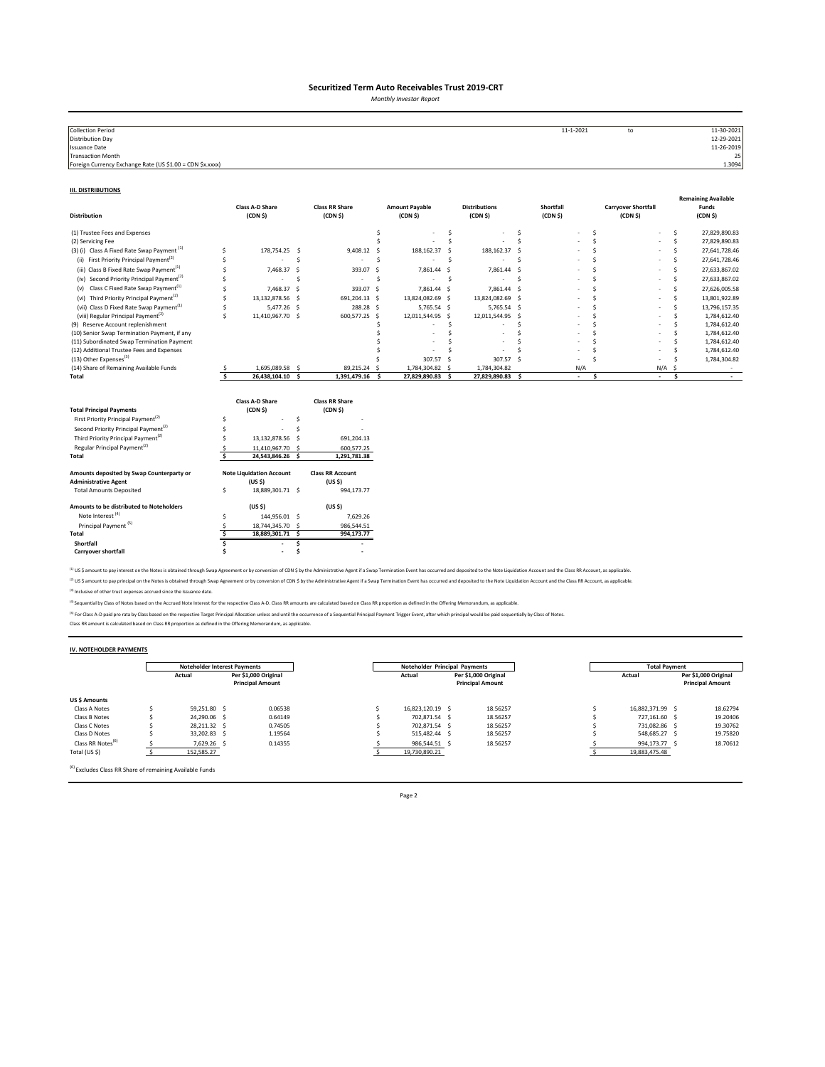# Securitized Term Auto Receivables Trust 2019-CRT

*Monthly Investor Report*

| | | | |
|---|---|---|---|
| Collection Period | 11-1-2021 | to | 11-30-2021 |
| Distribution Day | | | 12-29-2021 |
| Issuance Date | | | 11-26-2019 |
| Transaction Month | | | 25 |
| Foreign Currency Exchange Rate (US $1.00 = CDN $x.xxxx) | | | 1.3094 |

## III. DISTRIBUTIONS

| Distribution | Class A-D Share (CDN $) | Class RR Share (CDN $) | Amount Payable (CDN $) | Distributions (CDN $) | Shortfall (CDN $) | Carryover Shortfall (CDN $) | Remaining Available Funds (CDN $) |
|---|---|---|---|---|---|---|---|
| (1) Trustee Fees and Expenses | | | $ - | $ - | $ - | $ - | $ 27,829,890.83 |
| (2) Servicing Fee | | | $ - | $ - | $ - | $ - | $ 27,829,890.83 |
| (3) (i) Class A Fixed Rate Swap Payment [1] | $ 178,754.25 | $ 9,408.12 | $ 188,162.37 | $ 188,162.37 | $ - | $ - | $ 27,641,728.46 |
| (ii) First Priority Principal Payment[2] | $ - | $ - | $ - | $ - | $ - | $ - | $ 27,641,728.46 |
| (iii) Class B Fixed Rate Swap Payment[1] | $ 7,468.37 | $ 393.07 | $ 7,861.44 | $ 7,861.44 | $ - | $ - | $ 27,633,867.02 |
| (iv) Second Priority Principal Payment[2] | $ - | $ - | $ - | $ - | $ - | $ - | $ 27,633,867.02 |
| (v) Class C Fixed Rate Swap Payment[1] | $ 7,468.37 | $ 393.07 | $ 7,861.44 | $ 7,861.44 | $ - | $ - | $ 27,626,005.58 |
| (vi) Third Priority Principal Payment[2] | $ 13,132,878.56 | $ 691,204.13 | $ 13,824,082.69 | $ 13,824,082.69 | $ - | $ - | $ 13,801,922.89 |
| (vii) Class D Fixed Rate Swap Payment[1] | $ 5,477.26 | $ 288.28 | $ 5,765.54 | $ 5,765.54 | $ - | $ - | $ 13,796,157.35 |
| (viii) Regular Principal Payment[2] | $ 11,410,967.70 | $ 600,577.25 | $ 12,011,544.95 | $ 12,011,544.95 | $ - | $ - | $ 1,784,612.40 |
| (9) Reserve Account replenishment | | | $ - | $ - | $ - | $ - | $ 1,784,612.40 |
| (10) Senior Swap Termination Payment, if any | | | $ - | $ - | $ - | $ - | $ 1,784,612.40 |
| (11) Subordinated Swap Termination Payment | | | $ - | $ - | $ - | $ - | $ 1,784,612.40 |
| (12) Additional Trustee Fees and Expenses | | | $ - | $ - | $ - | $ - | $ 1,784,612.40 |
| (13) Other Expenses[3] | | | $ 307.57 | $ 307.57 | $ - | $ - | $ 1,784,304.82 |
| (14) Share of Remaining Available Funds | $ 1,695,089.58 | $ 89,215.24 | $ 1,784,304.82 | $ 1,784,304.82 | N/A | N/A | $ - |
| **Total** | **$ 26,438,104.10** | **$ 1,391,479.16** | **$ 27,829,890.83** | **$ 27,829,890.83** | **$ -** | **$ -** | **$ -** |

| Total Principal Payments | Class A-D Share (CDN $) | Class RR Share (CDN $) |
|---|---|---|
| First Priority Principal Payment[2] | $ - | $ - |
| Second Priority Principal Payment[2] | $ - | $ - |
| Third Priority Principal Payment[2] | $ 13,132,878.56 | $ 691,204.13 |
| Regular Principal Payment[2] | $ 11,410,967.70 | $ 600,577.25 |
| **Total** | **$ 24,543,846.26** | **$ 1,291,781.38** |

| Amounts deposited by Swap Counterparty or Administrative Agent | Note Liquidation Account (US $) | Class RR Account (US $) |
|---|---|---|
| Total Amounts Deposited | $ 18,889,301.71 | $ 994,173.77 |

| Amounts to be distributed to Noteholders | (US $) | (US $) |
|---|---|---|
| Note Interest [4] | $ 144,956.01 | $ 7,629.26 |
| Principal Payment [5] | $ 18,744,345.70 | $ 986,544.51 |
| **Total** | **$ 18,889,301.71** | **$ 994,173.77** |
| **Shortfall** | **$ -** | **$ -** |
| **Carryover shortfall** | **$ -** | **$ -** |

[1] US $ amount to pay interest on the Notes is obtained through Swap Agreement or by conversion of CDN $ by the Administrative Agent if a Swap Termination Event has occurred and deposited to the Note Liquidation Account and the Class RR Account, as applicable.

[2] US $ amount to pay principal on the Notes is obtained through Swap Agreement or by conversion of CDN $ by the Administrative Agent if a Swap Termination Event has occurred and deposited to the Note Liquidation Account and the Class RR Account, as applicable.

[3] Inclusive of other trust expenses accrued since the Issuance date.

[4] Sequential by Class of Notes based on the Accrued Note Interest for the respective Class A-D. Class RR amounts are calculated based on Class RR proportion as defined in the Offering Memorandum, as applicable.

[5] For Class A-D paid pro rata by Class based on the respective Target Principal Allocation unless and until the occurrence of a Sequential Principal Payment Trigger Event, after which principal would be paid sequentially by Class of Notes.

Class RR amount is calculated based on Class RR proportion as defined in the Offering Memorandum, as applicable.

## IV. NOTEHOLDER PAYMENTS

| | Noteholder Interest Payments | | Noteholder Principal Payments | | Total Payment | |
|---|---|---|---|---|---|---|
| | Actual | Per $1,000 Original Principal Amount | Actual | Per $1,000 Original Principal Amount | Actual | Per $1,000 Original Principal Amount |
| **US $ Amounts** | | | | | | |
| Class A Notes | $ 59,251.80 | $ 0.06538 | $ 16,823,120.19 | $ 18.56257 | $ 16,882,371.99 | $ 18.62794 |
| Class B Notes | $ 24,290.06 | $ 0.64149 | $ 702,871.54 | $ 18.56257 | $ 727,161.60 | $ 19.20406 |
| Class C Notes | $ 28,211.32 | $ 0.74505 | $ 702,871.54 | $ 18.56257 | $ 731,082.86 | $ 19.30762 |
| Class D Notes | $ 33,202.83 | $ 1.19564 | $ 515,482.44 | $ 18.56257 | $ 548,685.27 | $ 19.75820 |
| Class RR Notes[6] | $ 7,629.26 | $ 0.14355 | $ 986,544.51 | $ 18.56257 | $ 994,173.77 | $ 18.70612 |
| Total (US $) | $ 152,585.27 | | $ 19,730,890.21 | | $ 19,883,475.48 | |

[6] Excludes Class RR Share of remaining Available Funds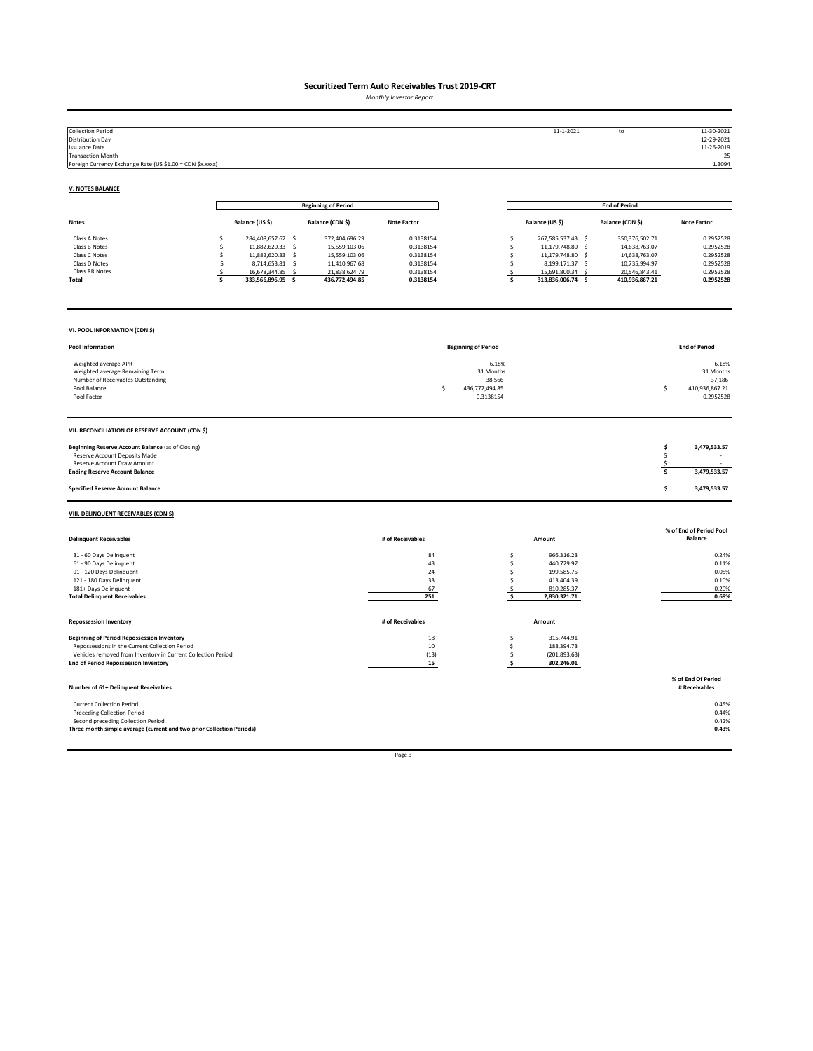# Securitized Term Auto Receivables Trust 2019-CRT

*Monthly Investor Report*

| | | | |
|---|---|---|---|
| Collection Period | 11-1-2021 | to | 11-30-2021 |
| Distribution Day | | | 12-29-2021 |
| Issuance Date | | | 11-26-2019 |
| Transaction Month | | | 25 |
| Foreign Currency Exchange Rate (US $1.00 = CDN $x.xxxx) | | | 1.3094 |

## V. NOTES BALANCE

| | Beginning of Period | | | End of Period | | |
|---|---|---|---|---|---|---|
| **Notes** | **Balance (US $)** | **Balance (CDN $)** | **Note Factor** | **Balance (US $)** | **Balance (CDN $)** | **Note Factor** |
| Class A Notes | $ 284,408,657.62 | $ 372,404,696.29 | 0.3138154 | $ 267,585,537.43 | $ 350,376,502.71 | 0.2952528 |
| Class B Notes | $ 11,882,620.33 | $ 15,559,103.06 | 0.3138154 | $ 11,179,748.80 | $ 14,638,763.07 | 0.2952528 |
| Class C Notes | $ 11,882,620.33 | $ 15,559,103.06 | 0.3138154 | $ 11,179,748.80 | $ 14,638,763.07 | 0.2952528 |
| Class D Notes | $ 8,714,653.81 | $ 11,410,967.68 | 0.3138154 | $ 8,199,171.37 | $ 10,735,994.97 | 0.2952528 |
| Class RR Notes | $ 16,678,344.85 | $ 21,838,624.79 | 0.3138154 | $ 15,691,800.34 | $ 20,546,843.41 | 0.2952528 |
| **Total** | **$ 333,566,896.95** | **$ 436,772,494.85** | **0.3138154** | **$ 313,836,006.74** | **$ 410,936,867.21** | **0.2952528** |

## VI. POOL INFORMATION (CDN $)

| **Pool Information** | **Beginning of Period** | **End of Period** |
|---|---|---|
| Weighted average APR | 6.18% | 6.18% |
| Weighted average Remaining Term | 31 Months | 31 Months |
| Number of Receivables Outstanding | 38,566 | 37,186 |
| Pool Balance | $ 436,772,494.85 | $ 410,936,867.21 |
| Pool Factor | 0.3138154 | 0.2952528 |

## VII. RECONCILIATION OF RESERVE ACCOUNT (CDN $)

| | |
|---|---|
| **Beginning Reserve Account Balance** (as of Closing) | **$ 3,479,533.57** |
| Reserve Account Deposits Made | $ - |
| Reserve Account Draw Amount | $ - |
| **Ending Reserve Account Balance** | **$ 3,479,533.57** |
| **Specified Reserve Account Balance** | **$ 3,479,533.57** |

## VIII. DELINQUENT RECEIVABLES (CDN $)

| **Delinquent Receivables** | **# of Receivables** | **Amount** | **% of End of Period Pool Balance** |
|---|---|---|---|
| 31 - 60 Days Delinquent | 84 | $ 966,316.23 | 0.24% |
| 61 - 90 Days Delinquent | 43 | $ 440,729.97 | 0.11% |
| 91 - 120 Days Delinquent | 24 | $ 199,585.75 | 0.05% |
| 121 - 180 Days Delinquent | 33 | $ 413,404.39 | 0.10% |
| 181+ Days Delinquent | 67 | $ 810,285.37 | 0.20% |
| **Total Delinquent Receivables** | **251** | **$ 2,830,321.71** | **0.69%** |

| **Repossession Inventory** | **# of Receivables** | **Amount** |
|---|---|---|
| **Beginning of Period Repossession Inventory** | 18 | $ 315,744.91 |
| Repossessions in the Current Collection Period | 10 | $ 188,394.73 |
| Vehicles removed from Inventory in Current Collection Period | (13) | $ (201,893.63) |
| **End of Period Repossession Inventory** | **15** | **$ 302,246.01** |

| **Number of 61+ Delinquent Receivables** | **% of End Of Period # Receivables** |
|---|---|
| Current Collection Period | 0.45% |
| Preceding Collection Period | 0.44% |
| Second preceding Collection Period | 0.42% |
| **Three month simple average (current and two prior Collection Periods)** | **0.43%** |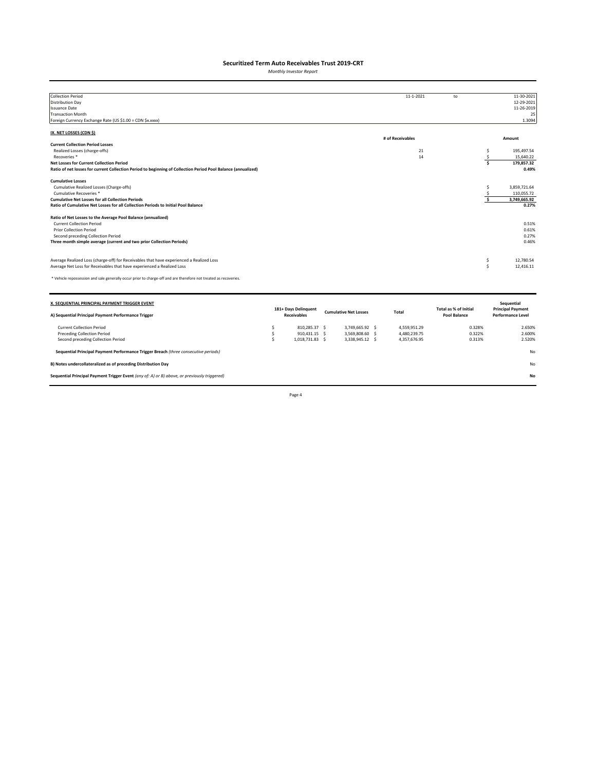# Securitized Term Auto Receivables Trust 2019-CRT

*Monthly Investor Report*

| | | | |
|---|---|---|---|
| Collection Period | 11-1-2021 | to | 11-30-2021 |
| Distribution Day | | | 12-29-2021 |
| Issuance Date | | | 11-26-2019 |
| Transaction Month | | | 25 |
| Foreign Currency Exchange Rate (US $1.00 = CDN $x.xxxx) | | | 1.3094 |

## IX. NET LOSSES (CDN $)

| | # of Receivables | Amount |
|---|---|---|
| **Current Collection Period Losses** | | |
| Realized Losses (charge-offs) | 21 | $ 195,497.54 |
| Recoveries * | 14 | $ 15,640.22 |
| **Net Losses for Current Collection Period** | | **$ 179,857.32** |
| **Ratio of net losses for current Collection Period to beginning of Collection Period Pool Balance (annualized)** | | **0.49%** |
| | | |
| **Cumulative Losses** | | |
| Cumulative Realized Losses (Charge-offs) | | $ 3,859,721.64 |
| Cumulative Recoveries * | | $ 110,055.72 |
| **Cumulative Net Losses for all Collection Periods** | | **$ 3,749,665.92** |
| **Ratio of Cumulative Net Losses for all Collection Periods to Initial Pool Balance** | | **0.27%** |
| | | |
| **Ratio of Net Losses to the Average Pool Balance (annualized)** | | |
| Current Collection Period | | 0.51% |
| Prior Collection Period | | 0.61% |
| Second preceding Collection Period | | 0.27% |
| **Three month simple average (current and two prior Collection Periods)** | | 0.46% |
| | | |
| Average Realized Loss (charge-off) for Receivables that have experienced a Realized Loss | | $ 12,780.54 |
| Average Net Loss for Receivables that have experienced a Realized Loss | | $ 12,416.11 |

\* Vehicle repossession and sale generally occur prior to charge-off and are therefore not treated as recoveries.

## X. SEQUENTIAL PRINCIPAL PAYMENT TRIGGER EVENT

| A) Sequential Principal Payment Performance Trigger | 181+ Days Delinquent Receivables | Cumulative Net Losses | Total | Total as % of Initial Pool Balance | Sequential Principal Payment Performance Level |
|---|---|---|---|---|---|
| Current Collection Period | $ 810,285.37 | $ 3,749,665.92 | $ 4,559,951.29 | 0.328% | 2.650% |
| Preceding Collection Period | $ 910,431.15 | $ 3,569,808.60 | $ 4,480,239.75 | 0.322% | 2.600% |
| Second preceding Collection Period | $ 1,018,731.83 | $ 3,338,945.12 | $ 4,357,676.95 | 0.313% | 2.520% |
| **Sequential Principal Payment Performance Trigger Breach** *(three consecutive periods)* | | | | | No |
| **B) Notes undercollateralized as of preceding Distribution Day** | | | | | No |
| **Sequential Principal Payment Trigger Event** *(any of: A) or B) above, or previously triggered)* | | | | | **No** |